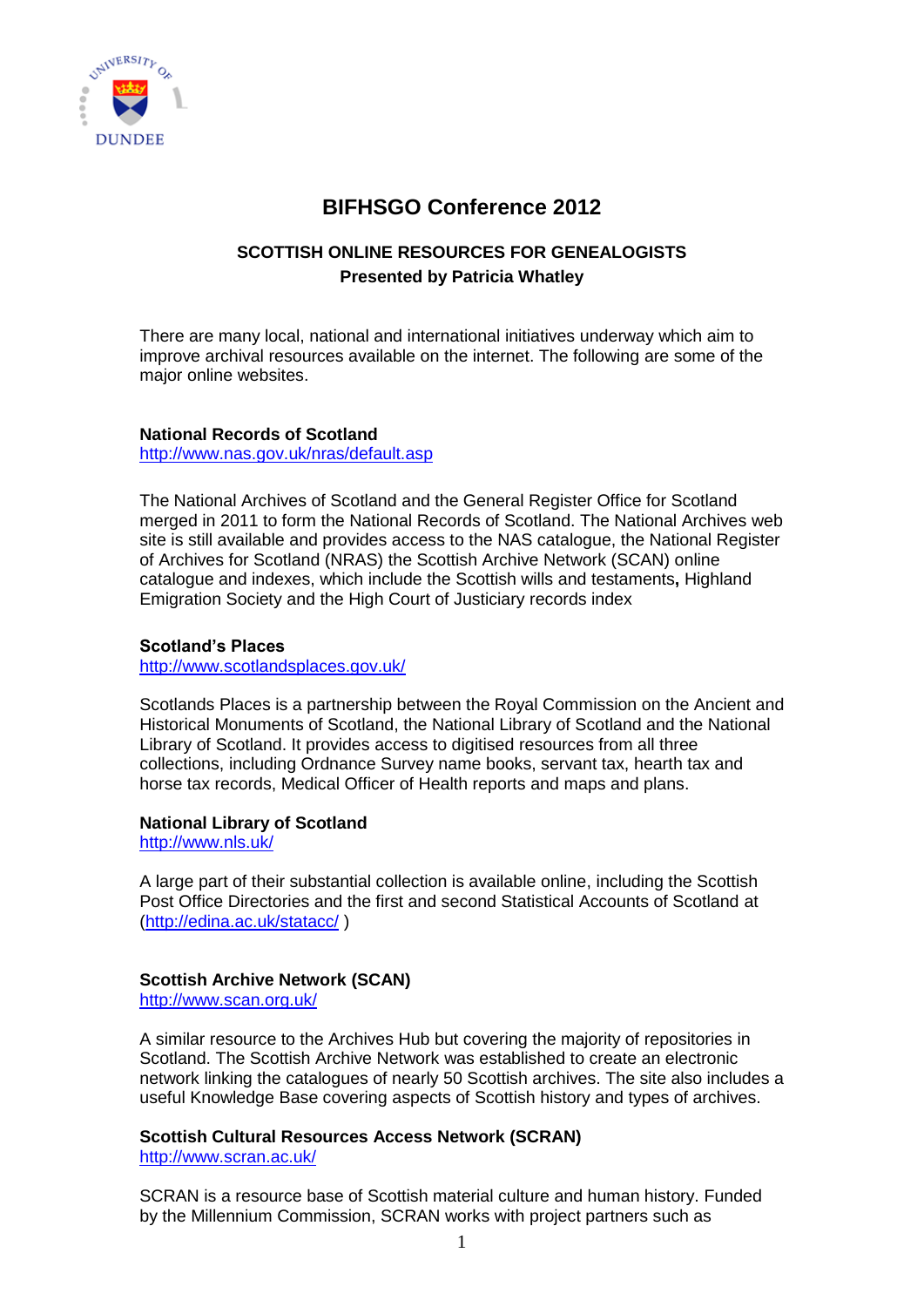# BIFHSGO Conference 2012

## SCOTTISH ONLINE RESOURCES FOR GENEALOGISTS

**Presented by Patricia Whatley**

There are many local, national and international initiatives underway which aim to improve archival resources available on the internet. The following are some of the major online websites.

**National Records of Scotland**
http://www.nas.gov.uk/nras/default.asp

The National Archives of Scotland and the General Register Office for Scotland merged in 2011 to form the National Records of Scotland. The National Archives web site is still available and provides access to the NAS catalogue, the National Register of Archives for Scotland (NRAS) the Scottish Archive Network (SCAN) online catalogue and indexes, which include the Scottish wills and testaments**,** Highland Emigration Society and the High Court of Justiciary records index

**Scotland's Places**
http://www.scotlandsplaces.gov.uk/

Scotlands Places is a partnership between the Royal Commission on the Ancient and Historical Monuments of Scotland, the National Library of Scotland and the National Library of Scotland. It provides access to digitised resources from all three collections, including Ordnance Survey name books, servant tax, hearth tax and horse tax records, Medical Officer of Health reports and maps and plans.

**National Library of Scotland**
http://www.nls.uk/

A large part of their substantial collection is available online, including the Scottish Post Office Directories and the first and second Statistical Accounts of Scotland at (http://edina.ac.uk/statacc/ )

**Scottish Archive Network (SCAN)**
http://www.scan.org.uk/

A similar resource to the Archives Hub but covering the majority of repositories in Scotland. The Scottish Archive Network was established to create an electronic network linking the catalogues of nearly 50 Scottish archives. The site also includes a useful Knowledge Base covering aspects of Scottish history and types of archives.

**Scottish Cultural Resources Access Network (SCRAN)**
http://www.scran.ac.uk/

SCRAN is a resource base of Scottish material culture and human history. Funded by the Millennium Commission, SCRAN works with project partners such as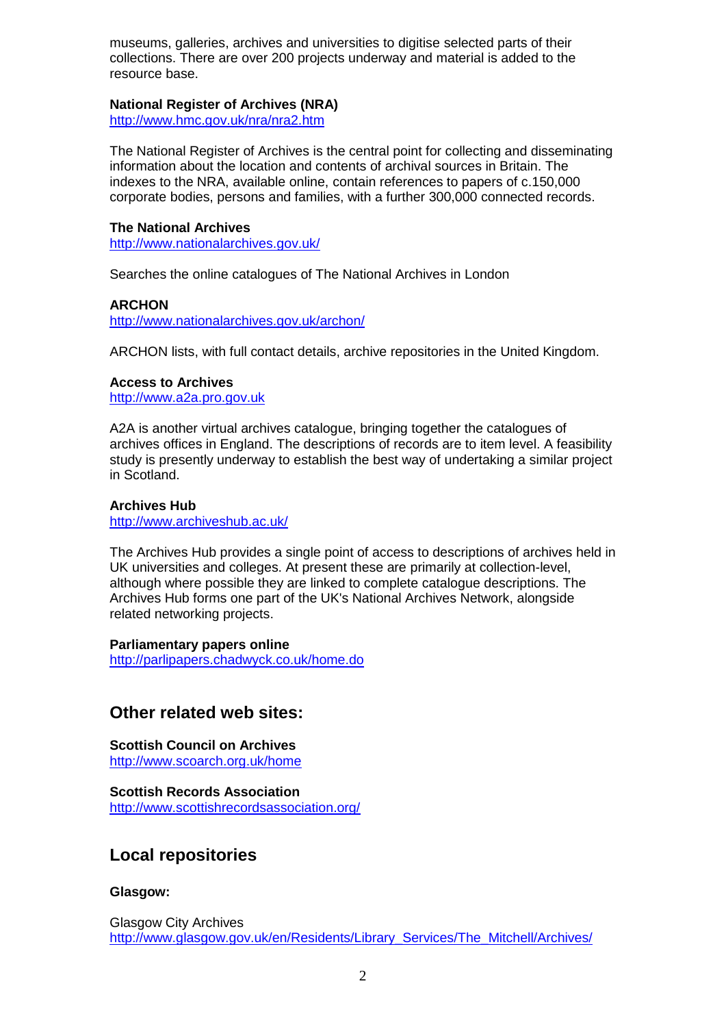museums, galleries, archives and universities to digitise selected parts of their collections. There are over 200 projects underway and material is added to the resource base.

**National Register of Archives (NRA)**
http://www.hmc.gov.uk/nra/nra2.htm

The National Register of Archives is the central point for collecting and disseminating information about the location and contents of archival sources in Britain. The indexes to the NRA, available online, contain references to papers of c.150,000 corporate bodies, persons and families, with a further 300,000 connected records.

**The National Archives**
http://www.nationalarchives.gov.uk/

Searches the online catalogues of The National Archives in London

**ARCHON**
http://www.nationalarchives.gov.uk/archon/

ARCHON lists, with full contact details, archive repositories in the United Kingdom.

**Access to Archives**
http://www.a2a.pro.gov.uk

A2A is another virtual archives catalogue, bringing together the catalogues of archives offices in England. The descriptions of records are to item level. A feasibility study is presently underway to establish the best way of undertaking a similar project in Scotland.

**Archives Hub**
http://www.archiveshub.ac.uk/

The Archives Hub provides a single point of access to descriptions of archives held in UK universities and colleges. At present these are primarily at collection-level, although where possible they are linked to complete catalogue descriptions. The Archives Hub forms one part of the UK's National Archives Network, alongside related networking projects.

**Parliamentary papers online**
http://parlipapers.chadwyck.co.uk/home.do

## Other related web sites:

**Scottish Council on Archives**
http://www.scoarch.org.uk/home

**Scottish Records Association**
http://www.scottishrecordsassociation.org/

## Local repositories

**Glasgow:**

Glasgow City Archives
http://www.glasgow.gov.uk/en/Residents/Library_Services/The_Mitchell/Archives/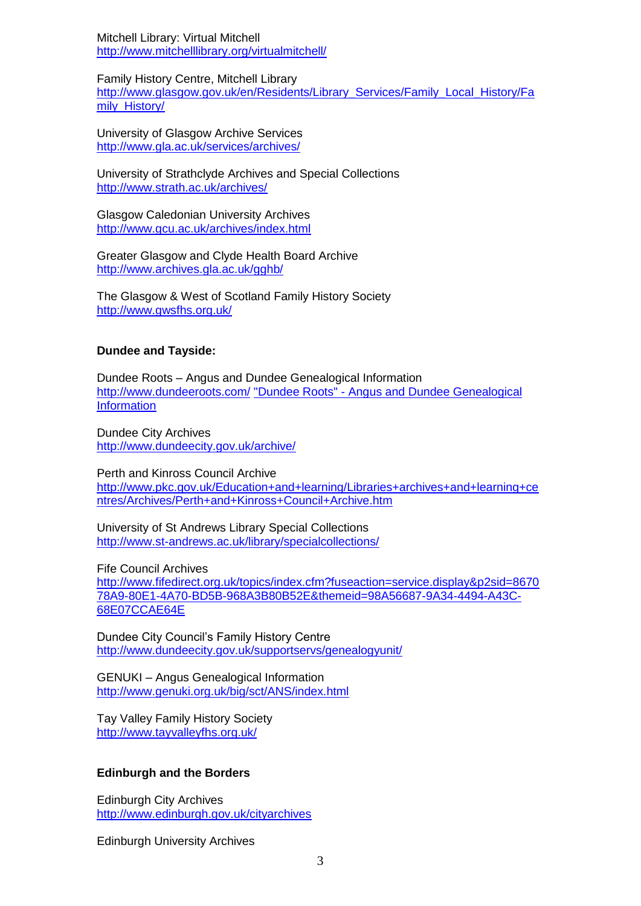Mitchell Library: Virtual Mitchell
http://www.mitchelllibrary.org/virtualmitchell/

Family History Centre, Mitchell Library
http://www.glasgow.gov.uk/en/Residents/Library_Services/Family_Local_History/Family_History/

University of Glasgow Archive Services
http://www.gla.ac.uk/services/archives/

University of Strathclyde Archives and Special Collections
http://www.strath.ac.uk/archives/

Glasgow Caledonian University Archives
http://www.gcu.ac.uk/archives/index.html

Greater Glasgow and Clyde Health Board Archive
http://www.archives.gla.ac.uk/gghb/

The Glasgow & West of Scotland Family History Society
http://www.gwsfhs.org.uk/

**Dundee and Tayside:**

Dundee Roots – Angus and Dundee Genealogical Information
http://www.dundeeroots.com/ "Dundee Roots" - Angus and Dundee Genealogical Information

Dundee City Archives
http://www.dundeecity.gov.uk/archive/

Perth and Kinross Council Archive
http://www.pkc.gov.uk/Education+and+learning/Libraries+archives+and+learning+centres/Archives/Perth+and+Kinross+Council+Archive.htm

University of St Andrews Library Special Collections
http://www.st-andrews.ac.uk/library/specialcollections/

Fife Council Archives
http://www.fifedirect.org.uk/topics/index.cfm?fuseaction=service.display&p2sid=867078A9-80E1-4A70-BD5B-968A3B80B52E&themeid=98A56687-9A34-4494-A43C-68E07CCAE64E

Dundee City Council's Family History Centre
http://www.dundeecity.gov.uk/supportservs/genealogyunit/

GENUKI – Angus Genealogical Information
http://www.genuki.org.uk/big/sct/ANS/index.html

Tay Valley Family History Society
http://www.tayvalleyfhs.org.uk/

**Edinburgh and the Borders**

Edinburgh City Archives
http://www.edinburgh.gov.uk/cityarchives

Edinburgh University Archives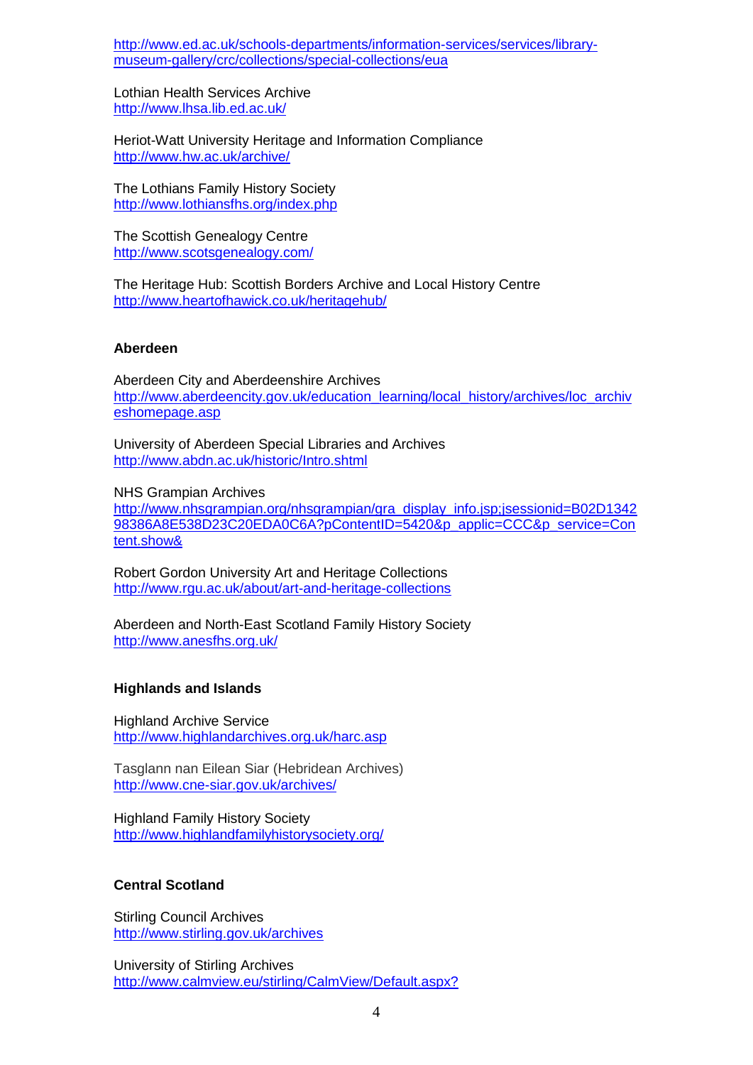http://www.ed.ac.uk/schools-departments/information-services/services/library-museum-gallery/crc/collections/special-collections/eua

Lothian Health Services Archive
http://www.lhsa.lib.ed.ac.uk/

Heriot-Watt University Heritage and Information Compliance
http://www.hw.ac.uk/archive/

The Lothians Family History Society
http://www.lothiansfhs.org/index.php

The Scottish Genealogy Centre
http://www.scotsgenealogy.com/

The Heritage Hub: Scottish Borders Archive and Local History Centre
http://www.heartofhawick.co.uk/heritagehub/

**Aberdeen**

Aberdeen City and Aberdeenshire Archives
http://www.aberdeencity.gov.uk/education_learning/local_history/archives/loc_archiveshomepage.asp

University of Aberdeen Special Libraries and Archives
http://www.abdn.ac.uk/historic/Intro.shtml

NHS Grampian Archives
http://www.nhsgrampian.org/nhsgrampian/gra_display_info.jsp;jsessionid=B02D134298386A8E538D23C20EDA0C6A?pContentID=5420&p_applic=CCC&p_service=Content.show&

Robert Gordon University Art and Heritage Collections
http://www.rgu.ac.uk/about/art-and-heritage-collections

Aberdeen and North-East Scotland Family History Society
http://www.anesfhs.org.uk/

**Highlands and Islands**

Highland Archive Service
http://www.highlandarchives.org.uk/harc.asp

Tasglann nan Eilean Siar (Hebridean Archives)
http://www.cne-siar.gov.uk/archives/

Highland Family History Society
http://www.highlandfamilyhistorysociety.org/

**Central Scotland**

Stirling Council Archives
http://www.stirling.gov.uk/archives

University of Stirling Archives
http://www.calmview.eu/stirling/CalmView/Default.aspx?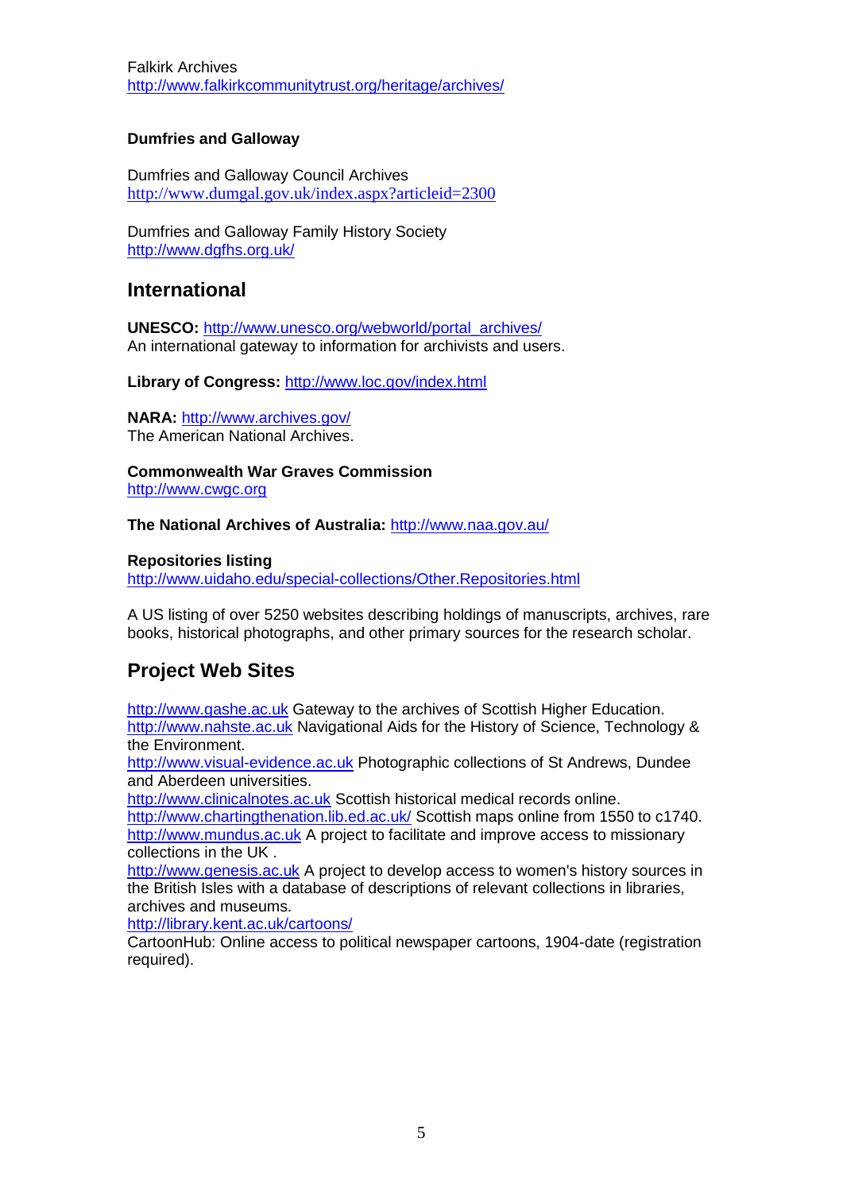Falkirk Archives
http://www.falkirkcommunitytrust.org/heritage/archives/

**Dumfries and Galloway**

Dumfries and Galloway Council Archives
http://www.dumgal.gov.uk/index.aspx?articleid=2300

Dumfries and Galloway Family History Society
http://www.dgfhs.org.uk/

## International

**UNESCO:** http://www.unesco.org/webworld/portal_archives/
An international gateway to information for archivists and users.

**Library of Congress:** http://www.loc.gov/index.html

**NARA:** http://www.archives.gov/
The American National Archives.

**Commonwealth War Graves Commission**
http://www.cwgc.org

**The National Archives of Australia:** http://www.naa.gov.au/

**Repositories listing**
http://www.uidaho.edu/special-collections/Other.Repositories.html

A US listing of over 5250 websites describing holdings of manuscripts, archives, rare books, historical photographs, and other primary sources for the research scholar.

## Project Web Sites

http://www.gashe.ac.uk Gateway to the archives of Scottish Higher Education.
http://www.nahste.ac.uk Navigational Aids for the History of Science, Technology & the Environment.
http://www.visual-evidence.ac.uk Photographic collections of St Andrews, Dundee and Aberdeen universities.
http://www.clinicalnotes.ac.uk Scottish historical medical records online.
http://www.chartingthenation.lib.ed.ac.uk/ Scottish maps online from 1550 to c1740.
http://www.mundus.ac.uk A project to facilitate and improve access to missionary collections in the UK .
http://www.genesis.ac.uk A project to develop access to women's history sources in the British Isles with a database of descriptions of relevant collections in libraries, archives and museums.
http://library.kent.ac.uk/cartoons/
CartoonHub: Online access to political newspaper cartoons, 1904-date (registration required).